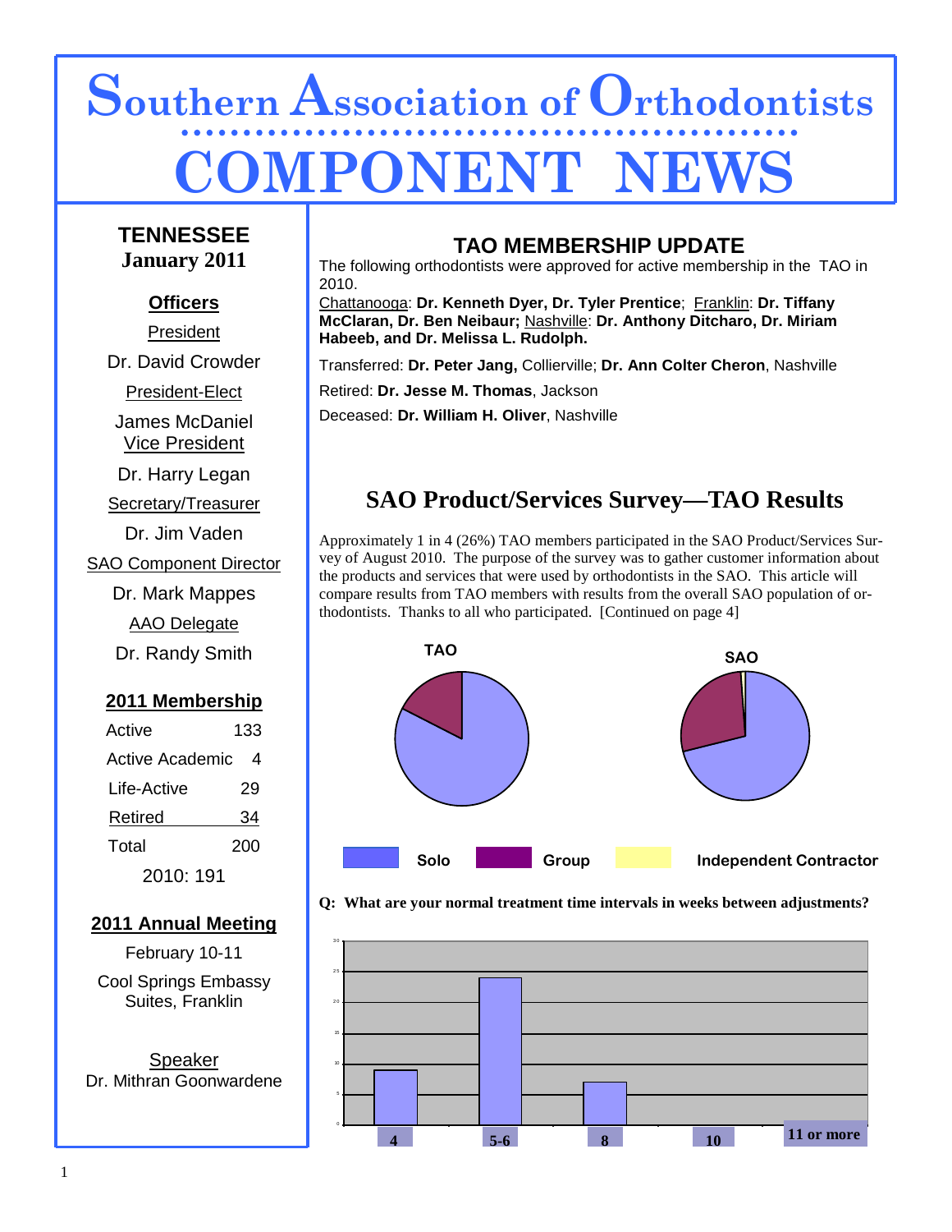# Southern Association of Orthodontists

# COMPONENT NEWS

## TENNESSEE

**January 2011**

### Officers

President

Dr. David Crowder

President-Elect

James McDaniel

Vice President

Dr. Harry Legan

Secretary/Treasurer

Dr. Jim Vaden

SAO Component Director

Dr. Mark Mappes

AAO Delegate

Dr. Randy Smith

### 2011 Membership

| | |
|---|---|
| Active | 133 |
| Active Academic | 4 |
| Life-Active | 29 |
| Retired | 34 |
| Total | 200 |

2010: 191

### 2011 Annual Meeting

February 10-11

Cool Springs Embassy Suites, Franklin

Speaker

Dr. Mithran Goonwardene

## TAO MEMBERSHIP UPDATE

The following orthodontists were approved for active membership in the TAO in 2010.

Chattanooga: **Dr. Kenneth Dyer, Dr. Tyler Prentice**; Franklin: **Dr. Tiffany McClaran, Dr. Ben Neibaur;** Nashville: **Dr. Anthony Ditcharo, Dr. Miriam Habeeb, and Dr. Melissa L. Rudolph.**

Transferred: **Dr. Peter Jang,** Collierville; **Dr. Ann Colter Cheron**, Nashville

Retired: **Dr. Jesse M. Thomas**, Jackson

Deceased: **Dr. William H. Oliver**, Nashville

## SAO Product/Services Survey—TAO Results

Approximately 1 in 4 (26%) TAO members participated in the SAO Product/Services Survey of August 2010. The purpose of the survey was to gather customer information about the products and services that were used by orthodontists in the SAO. This article will compare results from TAO members with results from the overall SAO population of orthodontists. Thanks to all who participated. [Continued on page 4]

TAO | SAO

Solo | Group | Independent Contractor

**Q: What are your normal treatment time intervals in weeks between adjustments?**

| Weeks | 4 | 5-6 | 8 | 10 | 11 or more |
|---|---|---|---|---|---|
| Responses | 9 | 24 | 7 | 0 | 0 |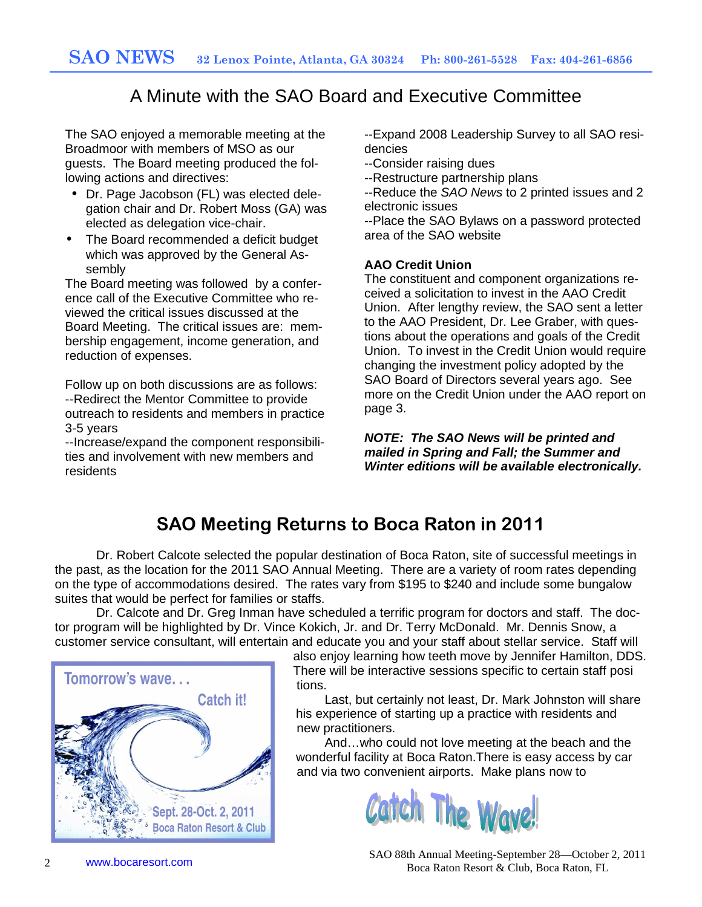# A Minute with the SAO Board and Executive Committee

The SAO enjoyed a memorable meeting at the Broadmoor with members of MSO as our guests. The Board meeting produced the following actions and directives:

- Dr. Page Jacobson (FL) was elected delegation chair and Dr. Robert Moss (GA) was elected as delegation vice-chair.
- The Board recommended a deficit budget which was approved by the General Assembly

The Board meeting was followed by a conference call of the Executive Committee who reviewed the critical issues discussed at the Board Meeting. The critical issues are: membership engagement, income generation, and reduction of expenses.

Follow up on both discussions are as follows:
--Redirect the Mentor Committee to provide outreach to residents and members in practice 3-5 years
--Increase/expand the component responsibilities and involvement with new members and residents
--Expand 2008 Leadership Survey to all SAO residencies
--Consider raising dues
--Restructure partnership plans
--Reduce the *SAO News* to 2 printed issues and 2 electronic issues
--Place the SAO Bylaws on a password protected area of the SAO website

**AAO Credit Union**

The constituent and component organizations received a solicitation to invest in the AAO Credit Union. After lengthy review, the SAO sent a letter to the AAO President, Dr. Lee Graber, with questions about the operations and goals of the Credit Union. To invest in the Credit Union would require changing the investment policy adopted by the SAO Board of Directors several years ago. See more on the Credit Union under the AAO report on page 3.

***NOTE: The SAO News will be printed and mailed in Spring and Fall; the Summer and Winter editions will be available electronically.***

# SAO Meeting Returns to Boca Raton in 2011

Dr. Robert Calcote selected the popular destination of Boca Raton, site of successful meetings in the past, as the location for the 2011 SAO Annual Meeting. There are a variety of room rates depending on the type of accommodations desired. The rates vary from $195 to $240 and include some bungalow suites that would be perfect for families or staffs.

Dr. Calcote and Dr. Greg Inman have scheduled a terrific program for doctors and staff. The doctor program will be highlighted by Dr. Vince Kokich, Jr. and Dr. Terry McDonald. Mr. Dennis Snow, a customer service consultant, will entertain and educate you and your staff about stellar service. Staff will also enjoy learning how teeth move by Jennifer Hamilton, DDS. There will be interactive sessions specific to certain staff positions.

Last, but certainly not least, Dr. Mark Johnston will share his experience of starting up a practice with residents and new practitioners.

And…who could not love meeting at the beach and the wonderful facility at Boca Raton.There is easy access by car and via two convenient airports. Make plans now to

Catch The Wave!

Tomorrow's wave… Catch it!
Sept. 28-Oct. 2, 2011
Boca Raton Resort & Club

www.bocaresort.com

SAO 88th Annual Meeting-September 28—October 2, 2011
Boca Raton Resort & Club, Boca Raton, FL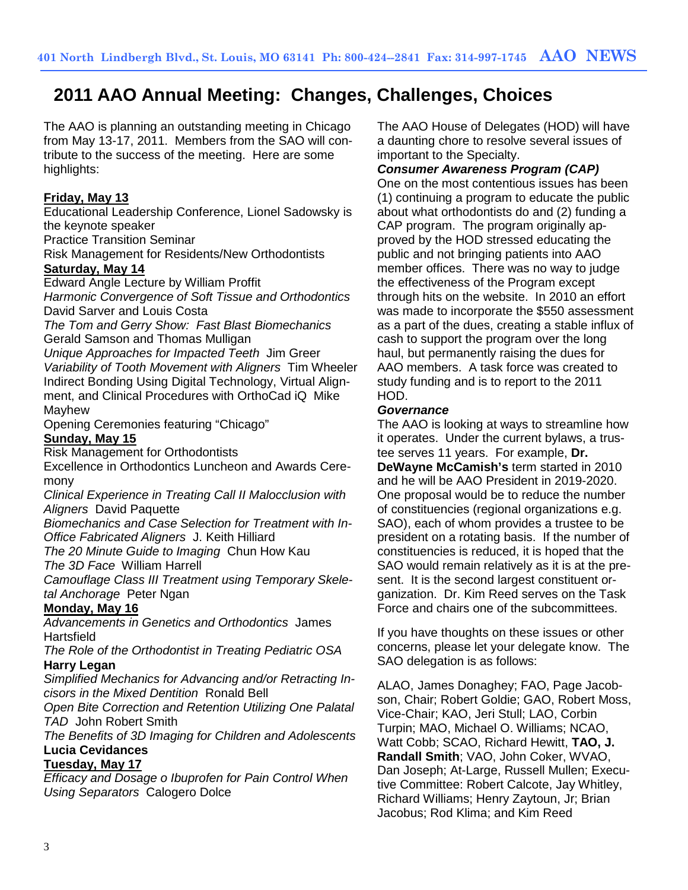# 2011 AAO Annual Meeting: Changes, Challenges, Choices

The AAO is planning an outstanding meeting in Chicago from May 13-17, 2011. Members from the SAO will contribute to the success of the meeting. Here are some highlights:

**Friday, May 13**

Educational Leadership Conference, Lionel Sadowsky is the keynote speaker
Practice Transition Seminar
Risk Management for Residents/New Orthodontists

**Saturday, May 14**

Edward Angle Lecture by William Proffit
*Harmonic Convergence of Soft Tissue and Orthodontics* David Sarver and Louis Costa
*The Tom and Gerry Show: Fast Blast Biomechanics* Gerald Samson and Thomas Mulligan
*Unique Approaches for Impacted Teeth* Jim Greer
*Variability of Tooth Movement with Aligners* Tim Wheeler
Indirect Bonding Using Digital Technology, Virtual Alignment, and Clinical Procedures with OrthoCad iQ Mike Mayhew
Opening Ceremonies featuring "Chicago"

**Sunday, May 15**

Risk Management for Orthodontists
Excellence in Orthodontics Luncheon and Awards Ceremony
*Clinical Experience in Treating Call II Malocclusion with Aligners* David Paquette
*Biomechanics and Case Selection for Treatment with In-Office Fabricated Aligners* J. Keith Hilliard
*The 20 Minute Guide to Imaging* Chun How Kau
*The 3D Face* William Harrell
*Camouflage Class III Treatment using Temporary Skeletal Anchorage* Peter Ngan

**Monday, May 16**

*Advancements in Genetics and Orthodontics* James Hartsfield
*The Role of the Orthodontist in Treating Pediatric OSA* **Harry Legan**
*Simplified Mechanics for Advancing and/or Retracting Incisors in the Mixed Dentition* Ronald Bell
*Open Bite Correction and Retention Utilizing One Palatal TAD* John Robert Smith
*The Benefits of 3D Imaging for Children and Adolescents* **Lucia Cevidanes**

**Tuesday, May 17**

*Efficacy and Dosage o Ibuprofen for Pain Control When Using Separators* Calogero Dolce

The AAO House of Delegates (HOD) will have a daunting chore to resolve several issues of important to the Specialty.

***Consumer Awareness Program (CAP)***

One on the most contentious issues has been (1) continuing a program to educate the public about what orthodontists do and (2) funding a CAP program. The program originally approved by the HOD stressed educating the public and not bringing patients into AAO member offices. There was no way to judge the effectiveness of the Program except through hits on the website. In 2010 an effort was made to incorporate the $550 assessment as a part of the dues, creating a stable influx of cash to support the program over the long haul, but permanently raising the dues for AAO members. A task force was created to study funding and is to report to the 2011 HOD.

***Governance***

The AAO is looking at ways to streamline how it operates. Under the current bylaws, a trustee serves 11 years. For example, **Dr. DeWayne McCamish's** term started in 2010 and he will be AAO President in 2019-2020. One proposal would be to reduce the number of constituencies (regional organizations e.g. SAO), each of whom provides a trustee to be president on a rotating basis. If the number of constituencies is reduced, it is hoped that the SAO would remain relatively as it is at the present. It is the second largest constituent organization. Dr. Kim Reed serves on the Task Force and chairs one of the subcommittees.

If you have thoughts on these issues or other concerns, please let your delegate know. The SAO delegation is as follows:

ALAO, James Donaghey; FAO, Page Jacobson, Chair; Robert Goldie; GAO, Robert Moss, Vice-Chair; KAO, Jeri Stull; LAO, Corbin Turpin; MAO, Michael O. Williams; NCAO, Watt Cobb; SCAO, Richard Hewitt, **TAO, J. Randall Smith**; VAO, John Coker, WVAO, Dan Joseph; At-Large, Russell Mullen; Executive Committee: Robert Calcote, Jay Whitley, Richard Williams; Henry Zaytoun, Jr; Brian Jacobus; Rod Klima; and Kim Reed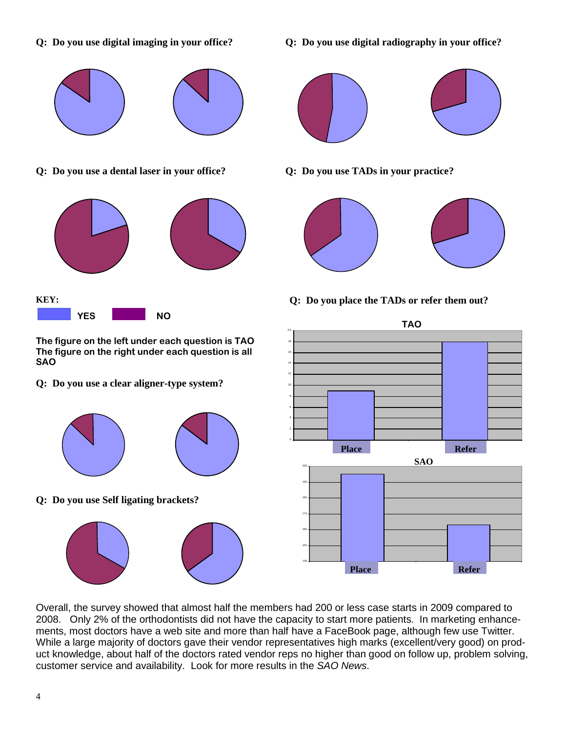**Q: Do you use digital imaging in your office?**

**Q: Do you use digital radiography in your office?**

**Q: Do you use a dental laser in your office?**

**Q: Do you use TADs in your practice?**

**KEY:**

YES

NO

**The figure on the left under each question is TAO**
**The figure on the right under each question is all SAO**

**Q: Do you use a clear aligner-type system?**

**Q: Do you use Self ligating brackets?**

**Q: Do you place the TADs or refer them out?**

TAO

20
18
16
14
12
10
8
6
4
2
0

Place
Refer

SAO

200
190
180
170
160
150
140

Place
Refer

Overall, the survey showed that almost half the members had 200 or less case starts in 2009 compared to 2008. Only 2% of the orthodontists did not have the capacity to start more patients. In marketing enhancements, most doctors have a web site and more than half have a FaceBook page, although few use Twitter. While a large majority of doctors gave their vendor representatives high marks (excellent/very good) on product knowledge, about half of the doctors rated vendor reps no higher than good on follow up, problem solving, customer service and availability. Look for more results in the *SAO News*.